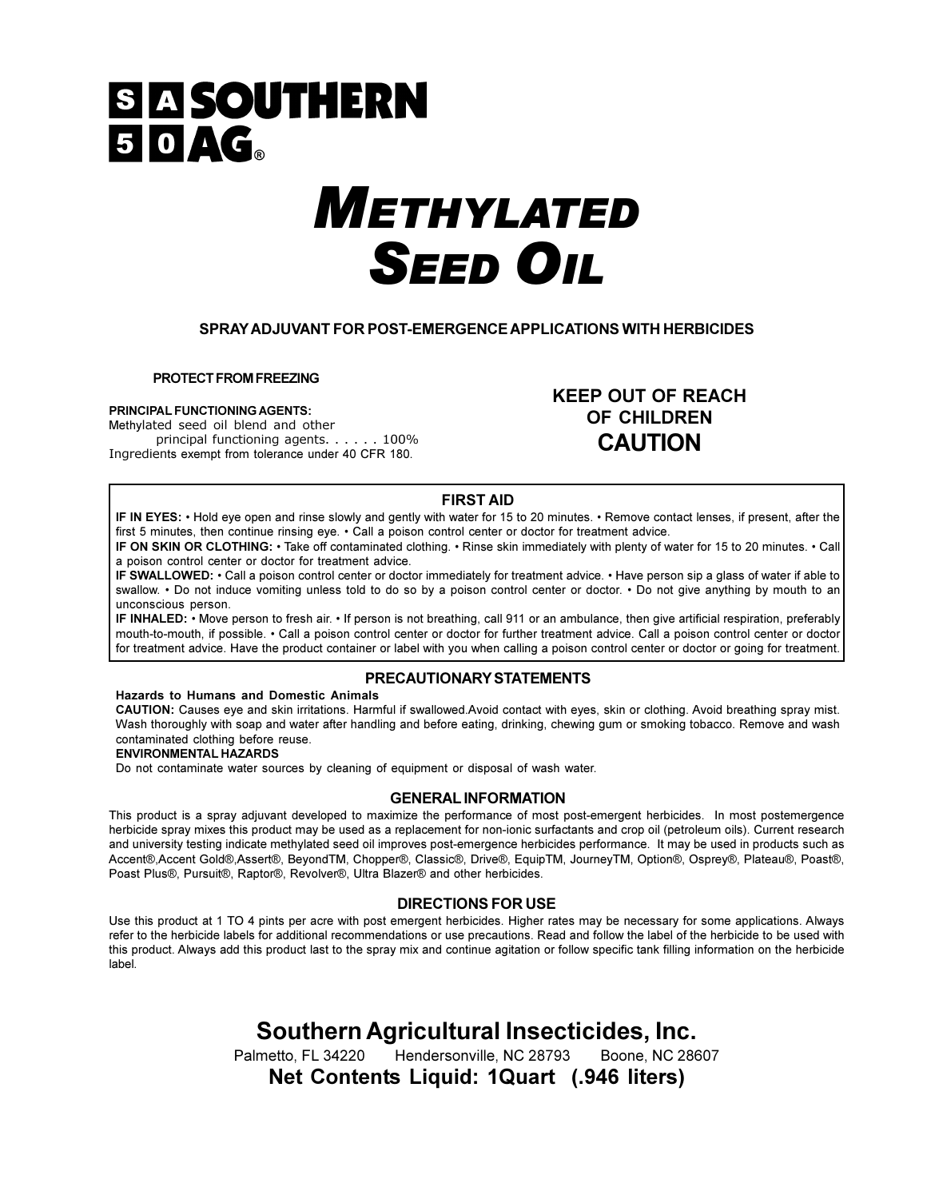**SOUTHERN AG®**

# METHYLATED SEED OIL

**SPRAY ADJUVANT FOR POST-EMERGENCE APPLICATIONS WITH HERBICIDES**

**PROTECT FROM FREEZING**

**PRINCIPAL FUNCTIONING AGENTS:**
Methylated seed oil blend and other
principal functioning agents. . . . . . 100%
Ingredients exempt from tolerance under 40 CFR 180.

**KEEP OUT OF REACH OF CHILDREN**

**CAUTION**

## FIRST AID

**IF IN EYES:** • Hold eye open and rinse slowly and gently with water for 15 to 20 minutes. • Remove contact lenses, if present, after the first 5 minutes, then continue rinsing eye. • Call a poison control center or doctor for treatment advice.

**IF ON SKIN OR CLOTHING:** • Take off contaminated clothing. • Rinse skin immediately with plenty of water for 15 to 20 minutes. • Call a poison control center or doctor for treatment advice.

**IF SWALLOWED:** • Call a poison control center or doctor immediately for treatment advice. • Have person sip a glass of water if able to swallow. • Do not induce vomiting unless told to do so by a poison control center or doctor. • Do not give anything by mouth to an unconscious person.

**IF INHALED:** • Move person to fresh air. • If person is not breathing, call 911 or an ambulance, then give artificial respiration, preferably mouth-to-mouth, if possible. • Call a poison control center or doctor for further treatment advice. Call a poison control center or doctor for treatment advice. Have the product container or label with you when calling a poison control center or doctor or going for treatment.

## PRECAUTIONARY STATEMENTS

**Hazards to Humans and Domestic Animals**

**CAUTION:** Causes eye and skin irritations. Harmful if swallowed.Avoid contact with eyes, skin or clothing. Avoid breathing spray mist. Wash thoroughly with soap and water after handling and before eating, drinking, chewing gum or smoking tobacco. Remove and wash contaminated clothing before reuse.

**ENVIRONMENTAL HAZARDS**

Do not contaminate water sources by cleaning of equipment or disposal of wash water.

## GENERAL INFORMATION

This product is a spray adjuvant developed to maximize the performance of most post-emergent herbicides. In most postemergence herbicide spray mixes this product may be used as a replacement for non-ionic surfactants and crop oil (petroleum oils). Current research and university testing indicate methylated seed oil improves post-emergence herbicides performance. It may be used in products such as Accent®,Accent Gold®,Assert®, BeyondTM, Chopper®, Classic®, Drive®, EquipTM, JourneyTM, Option®, Osprey®, Plateau®, Poast®, Poast Plus®, Pursuit®, Raptor®, Revolver®, Ultra Blazer® and other herbicides.

## DIRECTIONS FOR USE

Use this product at 1 TO 4 pints per acre with post emergent herbicides. Higher rates may be necessary for some applications. Always refer to the herbicide labels for additional recommendations or use precautions. Read and follow the label of the herbicide to be used with this product. Always add this product last to the spray mix and continue agitation or follow specific tank filling information on the herbicide label.

## Southern Agricultural Insecticides, Inc.

Palmetto, FL 34220    Hendersonville, NC 28793    Boone, NC 28607

**Net Contents Liquid: 1Quart (.946 liters)**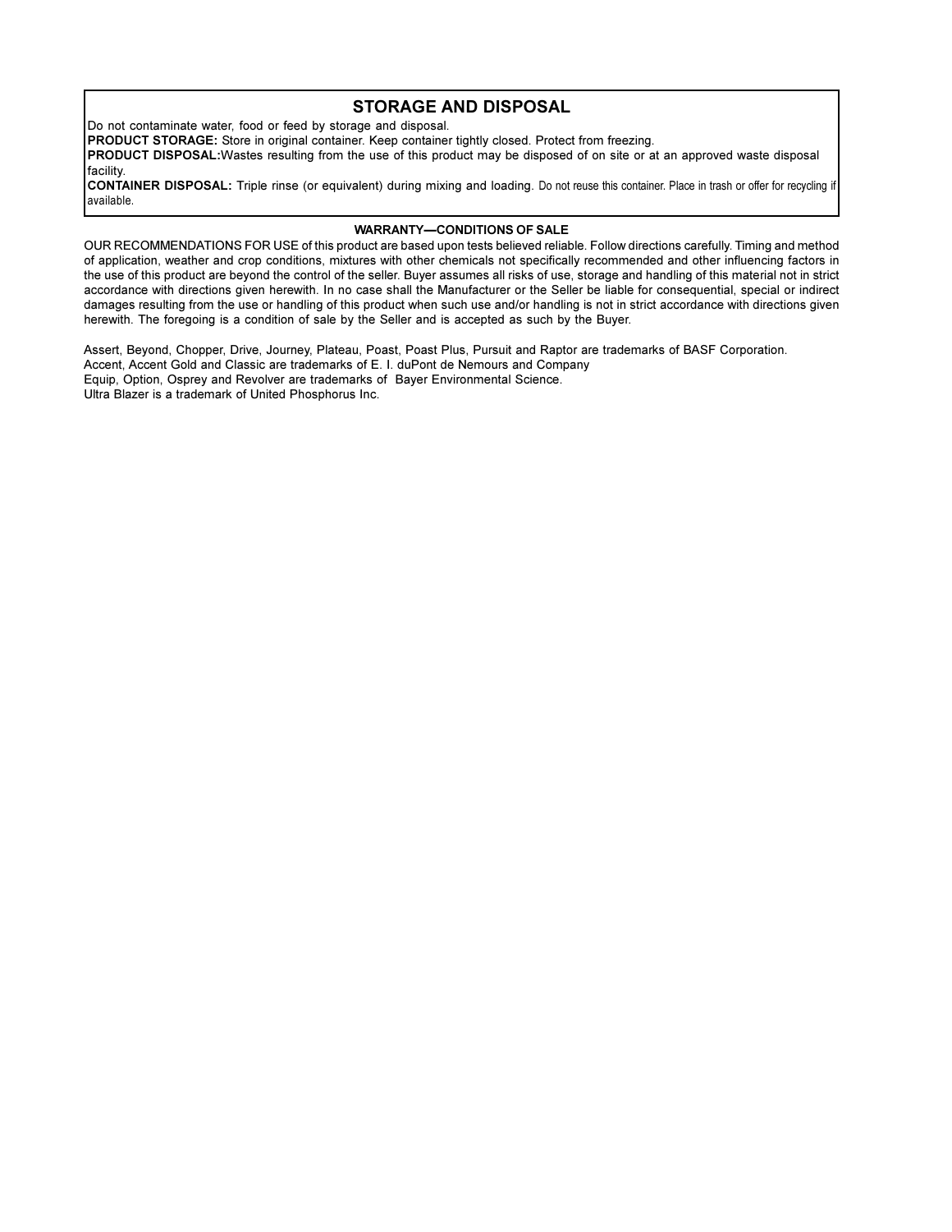## STORAGE AND DISPOSAL

Do not contaminate water, food or feed by storage and disposal.

**PRODUCT STORAGE:** Store in original container. Keep container tightly closed. Protect from freezing.

**PRODUCT DISPOSAL:** Wastes resulting from the use of this product may be disposed of on site or at an approved waste disposal facility.

**CONTAINER DISPOSAL:** Triple rinse (or equivalent) during mixing and loading. Do not reuse this container. Place in trash or offer for recycling if available.

### WARRANTY—CONDITIONS OF SALE

OUR RECOMMENDATIONS FOR USE of this product are based upon tests believed reliable. Follow directions carefully. Timing and method of application, weather and crop conditions, mixtures with other chemicals not specifically recommended and other influencing factors in the use of this product are beyond the control of the seller. Buyer assumes all risks of use, storage and handling of this material not in strict accordance with directions given herewith. In no case shall the Manufacturer or the Seller be liable for consequential, special or indirect damages resulting from the use or handling of this product when such use and/or handling is not in strict accordance with directions given herewith. The foregoing is a condition of sale by the Seller and is accepted as such by the Buyer.

Assert, Beyond, Chopper, Drive, Journey, Plateau, Poast, Poast Plus, Pursuit and Raptor are trademarks of BASF Corporation.
Accent, Accent Gold and Classic are trademarks of E. I. duPont de Nemours and Company
Equip, Option, Osprey and Revolver are trademarks of Bayer Environmental Science.
Ultra Blazer is a trademark of United Phosphorus Inc.